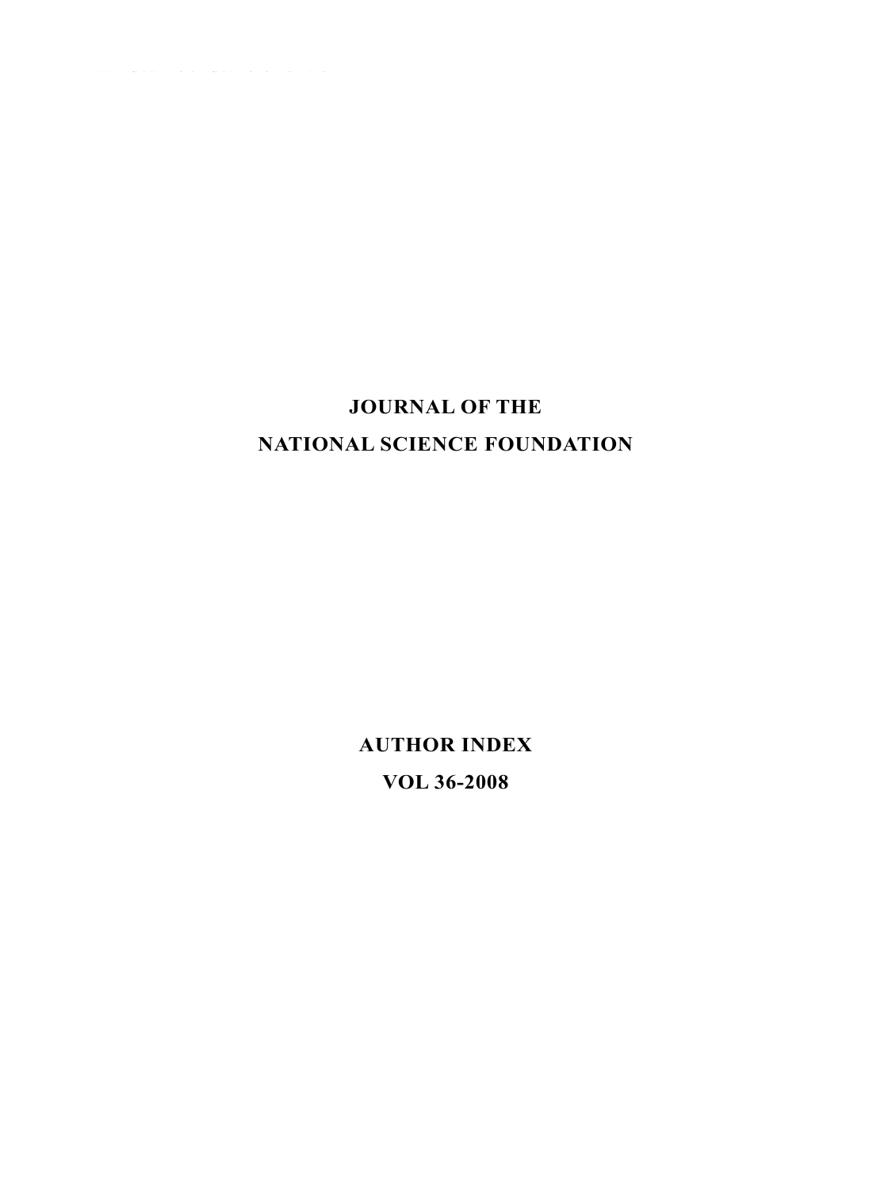# JOURNAL OF THE NATIONAL SCIENCE FOUNDATION

# AUTHOR INDEX

## VOL 36-2008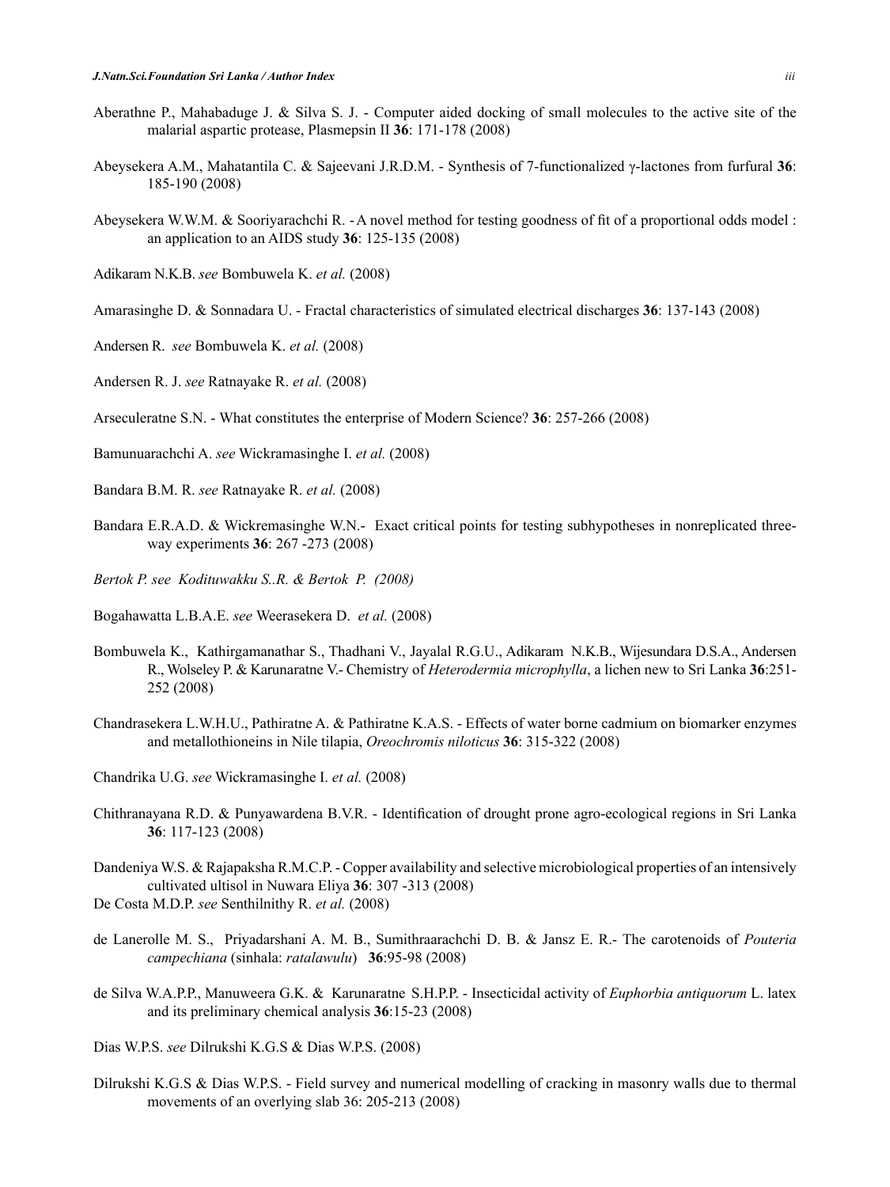Aberathne P., Mahabaduge J. & Silva S. J. - Computer aided docking of small molecules to the active site of the malarial aspartic protease, Plasmepsin II **36**: 171-178 (2008)

Abeysekera A.M., Mahatantila C. & Sajeevani J.R.D.M. - Synthesis of 7-functionalized γ-lactones from furfural **36**: 185-190 (2008)

Abeysekera W.W.M. & Sooriyarachchi R. - A novel method for testing goodness of fit of a proportional odds model : an application to an AIDS study **36**: 125-135 (2008)

Adikaram N.K.B. *see* Bombuwela K. *et al.* (2008)

Amarasinghe D. & Sonnadara U. - Fractal characteristics of simulated electrical discharges **36**: 137-143 (2008)

Andersen R. *see* Bombuwela K. *et al.* (2008)

Andersen R. J. *see* Ratnayake R. *et al.* (2008)

Arseculeratne S.N. - What constitutes the enterprise of Modern Science? **36**: 257-266 (2008)

Bamunuarachchi A. *see* Wickramasinghe I. *et al.* (2008)

Bandara B.M. R. *see* Ratnayake R. *et al.* (2008)

Bandara E.R.A.D. & Wickremasinghe W.N.- Exact critical points for testing subhypotheses in nonreplicated three-way experiments **36**: 267 -273 (2008)

*Bertok P. see Kodituwakku S..R. & Bertok P. (2008)*

Bogahawatta L.B.A.E. *see* Weerasekera D. *et al.* (2008)

Bombuwela K., Kathirgamanathar S., Thadhani V., Jayalal R.G.U., Adikaram N.K.B., Wijesundara D.S.A., Andersen R., Wolseley P. & Karunaratne V.- Chemistry of *Heterodermia microphylla*, a lichen new to Sri Lanka **36**:251-252 (2008)

Chandrasekera L.W.H.U., Pathiratne A. & Pathiratne K.A.S. - Effects of water borne cadmium on biomarker enzymes and metallothioneins in Nile tilapia, *Oreochromis niloticus* **36**: 315-322 (2008)

Chandrika U.G. *see* Wickramasinghe I. *et al.* (2008)

Chithranayana R.D. & Punyawardena B.V.R. - Identification of drought prone agro-ecological regions in Sri Lanka **36**: 117-123 (2008)

Dandeniya W.S. & Rajapaksha R.M.C.P. - Copper availability and selective microbiological properties of an intensively cultivated ultisol in Nuwara Eliya **36**: 307 -313 (2008)

De Costa M.D.P. *see* Senthilnithy R. *et al.* (2008)

de Lanerolle M. S., Priyadarshani A. M. B., Sumithraarachchi D. B. & Jansz E. R.- The carotenoids of *Pouteria campechiana* (sinhala: *ratalawulu*) **36**:95-98 (2008)

de Silva W.A.P.P., Manuweera G.K. & Karunaratne S.H.P.P. - Insecticidal activity of *Euphorbia antiquorum* L. latex and its preliminary chemical analysis **36**:15-23 (2008)

Dias W.P.S. *see* Dilrukshi K.G.S & Dias W.P.S. (2008)

Dilrukshi K.G.S & Dias W.P.S. - Field survey and numerical modelling of cracking in masonry walls due to thermal movements of an overlying slab 36: 205-213 (2008)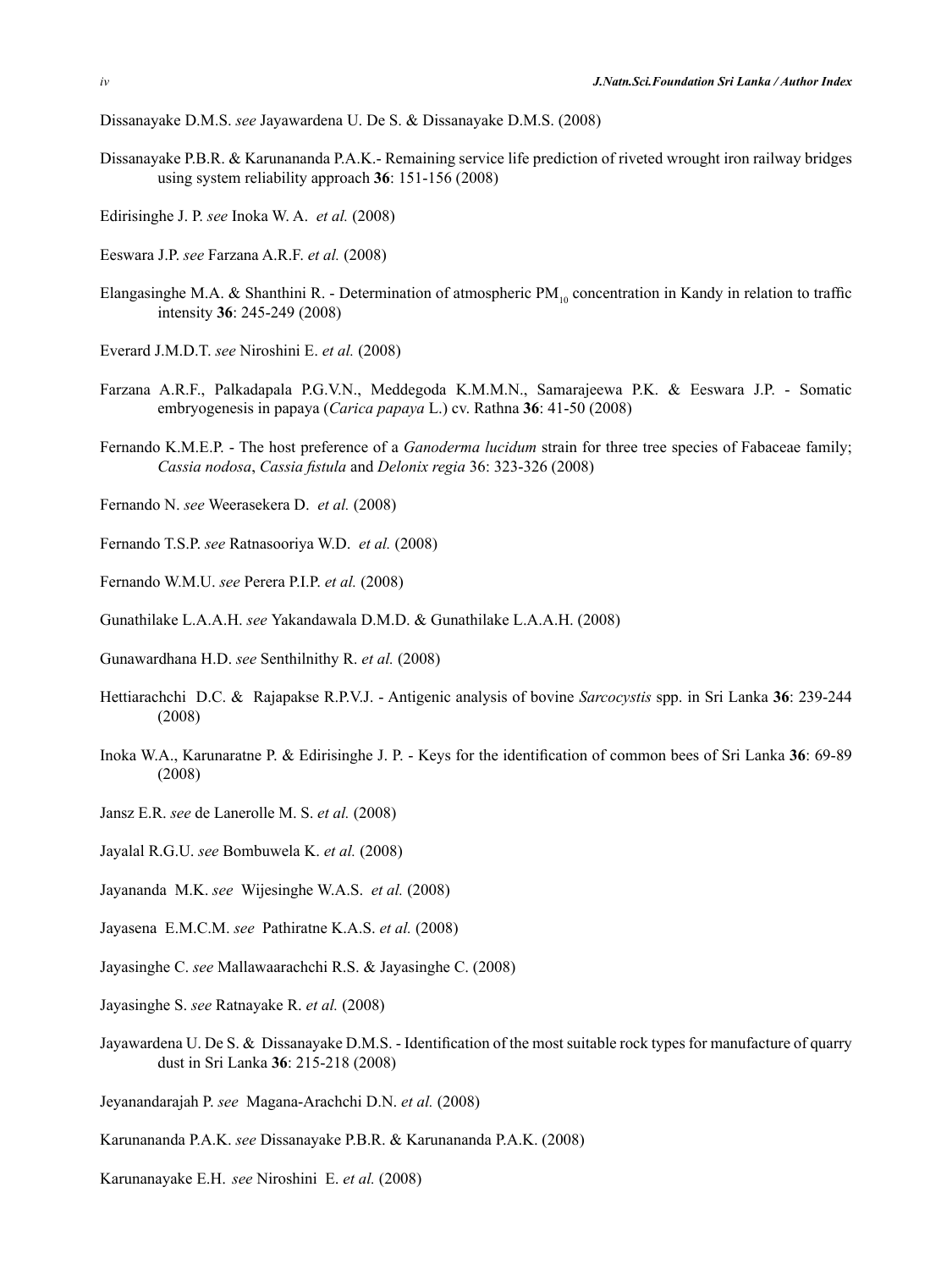Dissanayake D.M.S. *see* Jayawardena U. De S. & Dissanayake D.M.S. (2008)

Dissanayake P.B.R. & Karunananda P.A.K.- Remaining service life prediction of riveted wrought iron railway bridges using system reliability approach **36**: 151-156 (2008)

Edirisinghe J. P. *see* Inoka W. A. *et al.* (2008)

Eeswara J.P. *see* Farzana A.R.F. *et al.* (2008)

Elangasinghe M.A. & Shanthini R. - Determination of atmospheric $PM_{10}$ concentration in Kandy in relation to traffic intensity **36**: 245-249 (2008)

Everard J.M.D.T. *see* Niroshini E. *et al.* (2008)

Farzana A.R.F., Palkadapala P.G.V.N., Meddegoda K.M.M.N., Samarajeewa P.K. & Eeswara J.P. - Somatic embryogenesis in papaya (*Carica papaya* L.) cv. Rathna **36**: 41-50 (2008)

Fernando K.M.E.P. - The host preference of a *Ganoderma lucidum* strain for three tree species of Fabaceae family; *Cassia nodosa*, *Cassia fistula* and *Delonix regia* 36: 323-326 (2008)

Fernando N. *see* Weerasekera D. *et al.* (2008)

Fernando T.S.P. *see* Ratnasooriya W.D. *et al.* (2008)

Fernando W.M.U. *see* Perera P.I.P. *et al.* (2008)

Gunathilake L.A.A.H. *see* Yakandawala D.M.D. & Gunathilake L.A.A.H. (2008)

Gunawardhana H.D. *see* Senthilnithy R. *et al.* (2008)

Hettiarachchi D.C. & Rajapakse R.P.V.J. - Antigenic analysis of bovine *Sarcocystis* spp. in Sri Lanka **36**: 239-244 (2008)

Inoka W.A., Karunaratne P. & Edirisinghe J. P. - Keys for the identification of common bees of Sri Lanka **36**: 69-89 (2008)

Jansz E.R. *see* de Lanerolle M. S. *et al.* (2008)

Jayalal R.G.U. *see* Bombuwela K. *et al.* (2008)

Jayananda M.K. *see* Wijesinghe W.A.S. *et al.* (2008)

Jayasena E.M.C.M. *see* Pathiratne K.A.S. *et al.* (2008)

Jayasinghe C. *see* Mallawaarachchi R.S. & Jayasinghe C. (2008)

Jayasinghe S. *see* Ratnayake R. *et al.* (2008)

Jayawardena U. De S. & Dissanayake D.M.S. - Identification of the most suitable rock types for manufacture of quarry dust in Sri Lanka **36**: 215-218 (2008)

Jeyanandarajah P. *see* Magana-Arachchi D.N. *et al.* (2008)

Karunananda P.A.K. *see* Dissanayake P.B.R. & Karunananda P.A.K. (2008)

Karunanayake E.H. *see* Niroshini E. *et al.* (2008)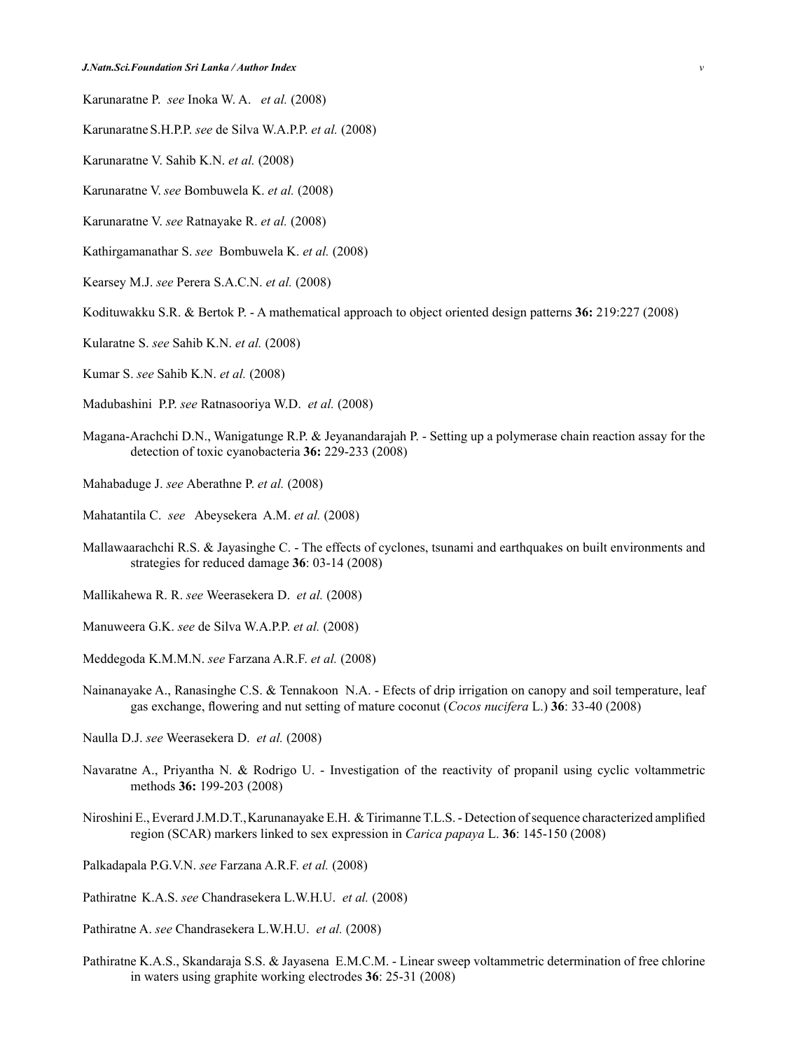Karunaratne P. *see* Inoka W. A. *et al.* (2008)

Karunaratne S.H.P.P. *see* de Silva W.A.P.P. *et al.* (2008)

Karunaratne V. Sahib K.N. *et al.* (2008)

Karunaratne V. *see* Bombuwela K. *et al.* (2008)

Karunaratne V. *see* Ratnayake R. *et al.* (2008)

Kathirgamanathar S. *see* Bombuwela K. *et al.* (2008)

Kearsey M.J. *see* Perera S.A.C.N. *et al.* (2008)

Kodituwakku S.R. & Bertok P. - A mathematical approach to object oriented design patterns **36:** 219:227 (2008)

Kularatne S. *see* Sahib K.N. *et al.* (2008)

Kumar S. *see* Sahib K.N. *et al.* (2008)

Madubashini P.P. *see* Ratnasooriya W.D. *et al.* (2008)

Magana-Arachchi D.N., Wanigatunge R.P. & Jeyanandarajah P. - Setting up a polymerase chain reaction assay for the detection of toxic cyanobacteria **36:** 229-233 (2008)

Mahabaduge J. *see* Aberathne P. *et al.* (2008)

Mahatantila C. *see* Abeysekera A.M. *et al.* (2008)

Mallawaarachchi R.S. & Jayasinghe C. - The effects of cyclones, tsunami and earthquakes on built environments and strategies for reduced damage **36**: 03-14 (2008)

Mallikahewa R. R. *see* Weerasekera D. *et al.* (2008)

Manuweera G.K. *see* de Silva W.A.P.P. *et al.* (2008)

Meddegoda K.M.M.N. *see* Farzana A.R.F. *et al.* (2008)

Nainanayake A., Ranasinghe C.S. & Tennakoon N.A. - Efects of drip irrigation on canopy and soil temperature, leaf gas exchange, flowering and nut setting of mature coconut (*Cocos nucifera* L.) **36**: 33-40 (2008)

Naulla D.J. *see* Weerasekera D. *et al.* (2008)

Navaratne A., Priyantha N. & Rodrigo U. - Investigation of the reactivity of propanil using cyclic voltammetric methods **36:** 199-203 (2008)

Niroshini E., Everard J.M.D.T., Karunanayake E.H. & Tirimanne T.L.S. - Detection of sequence characterized amplified region (SCAR) markers linked to sex expression in *Carica papaya* L. **36**: 145-150 (2008)

Palkadapala P.G.V.N. *see* Farzana A.R.F. *et al.* (2008)

Pathiratne K.A.S. *see* Chandrasekera L.W.H.U. *et al.* (2008)

Pathiratne A. *see* Chandrasekera L.W.H.U. *et al.* (2008)

Pathiratne K.A.S., Skandaraja S.S. & Jayasena E.M.C.M. - Linear sweep voltammetric determination of free chlorine in waters using graphite working electrodes **36**: 25-31 (2008)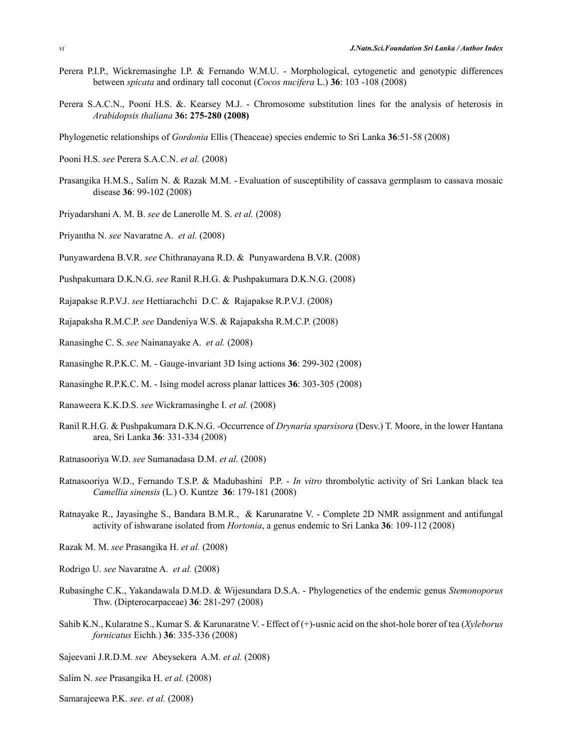Perera P.I.P., Wickremasinghe I.P. & Fernando W.M.U. - Morphological, cytogenetic and genotypic differences between *spicata* and ordinary tall coconut (*Cocos nucifera* L.) **36**: 103 -108 (2008)

Perera S.A.C.N., Pooni H.S. &. Kearsey M.J. - Chromosome substitution lines for the analysis of heterosis in *Arabidopsis thaliana* **36: 275-280 (2008)**

Phylogenetic relationships of *Gordonia* Ellis (Theaceae) species endemic to Sri Lanka **36**:51-58 (2008)

Pooni H.S. *see* Perera S.A.C.N. *et al.* (2008)

Prasangika H.M.S., Salim N. & Razak M.M. - Evaluation of susceptibility of cassava germplasm to cassava mosaic disease **36**: 99-102 (2008)

Priyadarshani A. M. B. *see* de Lanerolle M. S. *et al.* (2008)

Priyantha N. *see* Navaratne A. *et al.* (2008)

Punyawardena B.V.R. *see* Chithranayana R.D. & Punyawardena B.V.R. (2008)

Pushpakumara D.K.N.G. *see* Ranil R.H.G. & Pushpakumara D.K.N.G. (2008)

Rajapakse R.P.V.J. *see* Hettiarachchi D.C. & Rajapakse R.P.V.J. (2008)

Rajapaksha R.M.C.P. *see* Dandeniya W.S. & Rajapaksha R.M.C.P. (2008)

Ranasinghe C. S. *see* Nainanayake A. *et al.* (2008)

Ranasinghe R.P.K.C. M. - Gauge-invariant 3D Ising actions **36**: 299-302 (2008)

Ranasinghe R.P.K.C. M. - Ising model across planar lattices **36**: 303-305 (2008)

Ranaweera K.K.D.S. *see* Wickramasinghe I. *et al.* (2008)

Ranil R.H.G. & Pushpakumara D.K.N.G. -Occurrence of *Drynaria sparsisora* (Desv.) T. Moore, in the lower Hantana area, Sri Lanka **36**: 331-334 (2008)

Ratnasooriya W.D. *see* Sumanadasa D.M. *et al.* (2008)

Ratnasooriya W.D., Fernando T.S.P. & Madubashini P.P. - *In vitro* thrombolytic activity of Sri Lankan black tea *Camellia sinensis* (L.) O. Kuntze **36**: 179-181 (2008)

Ratnayake R., Jayasinghe S., Bandara B.M.R., & Karunaratne V. - Complete 2D NMR assignment and antifungal activity of ishwarane isolated from *Hortonia*, a genus endemic to Sri Lanka **36**: 109-112 (2008)

Razak M. M. *see* Prasangika H. *et al.* (2008)

Rodrigo U. *see* Navaratne A. *et al.* (2008)

Rubasinghe C.K., Yakandawala D.M.D. & Wijesundara D.S.A. - Phylogenetics of the endemic genus *Stemonoporus* Thw. (Dipterocarpaceae) **36**: 281-297 (2008)

Sahib K.N., Kularatne S., Kumar S. & Karunaratne V. - Effect of (+)-usnic acid on the shot-hole borer of tea (*Xyleborus fornicatus* Eichh.) **36**: 335-336 (2008)

Sajeevani J.R.D.M. *see* Abeysekera A.M. *et al.* (2008)

Salim N. *see* Prasangika H. *et al.* (2008)

Samarajeewa P.K. *see*. *et al.* (2008)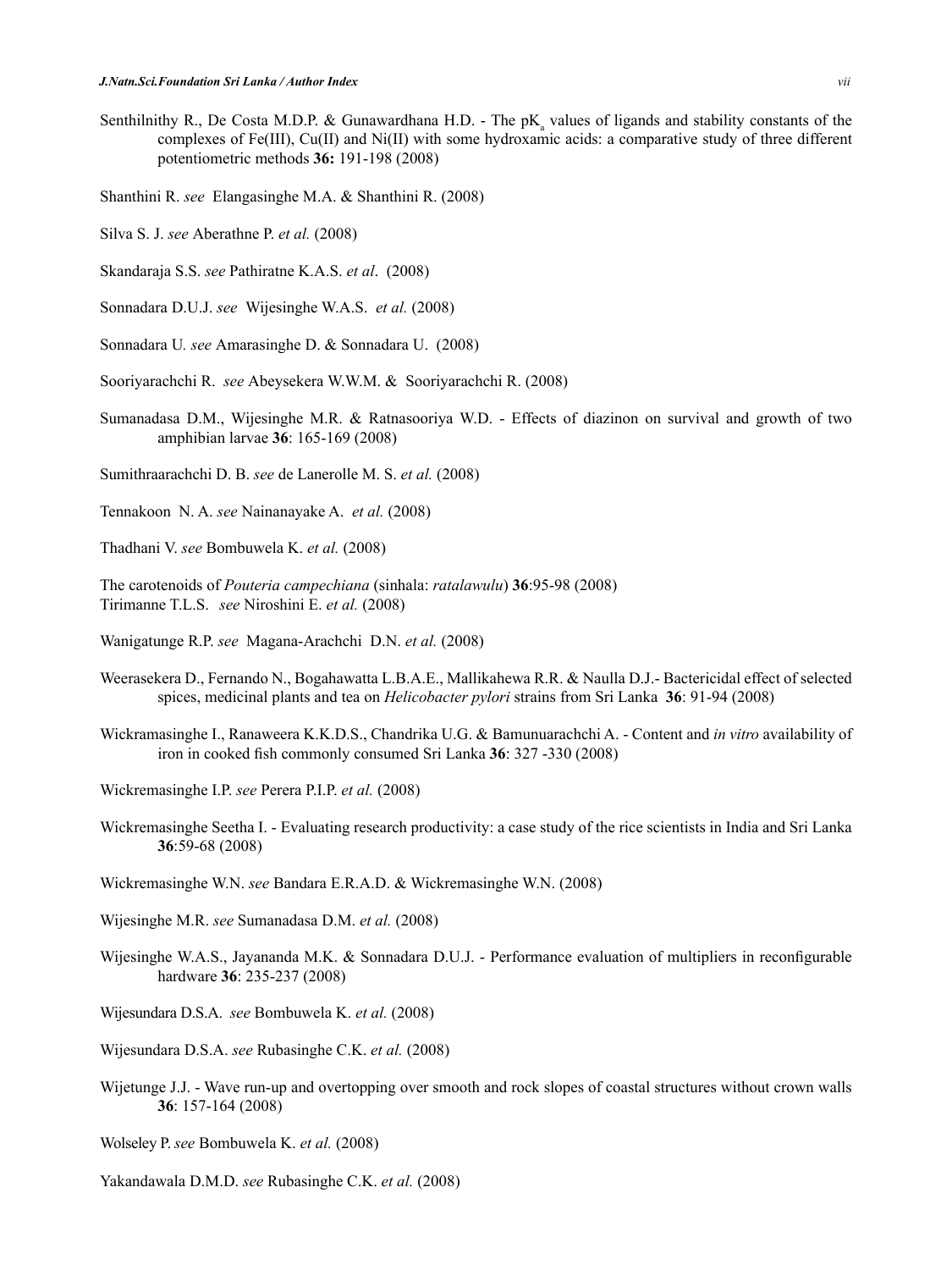Senthilnithy R., De Costa M.D.P. & Gunawardhana H.D. - The $pK_a$ values of ligands and stability constants of the complexes of Fe(III), Cu(II) and Ni(II) with some hydroxamic acids: a comparative study of three different potentiometric methods **36:** 191-198 (2008)

Shanthini R. *see* Elangasinghe M.A. & Shanthini R. (2008)

Silva S. J. *see* Aberathne P. *et al.* (2008)

Skandaraja S.S. *see* Pathiratne K.A.S. *et al*. (2008)

Sonnadara D.U.J. *see* Wijesinghe W.A.S. *et al.* (2008)

Sonnadara U. *see* Amarasinghe D. & Sonnadara U. (2008)

Sooriyarachchi R. *see* Abeysekera W.W.M. & Sooriyarachchi R. (2008)

Sumanadasa D.M., Wijesinghe M.R. & Ratnasooriya W.D. - Effects of diazinon on survival and growth of two amphibian larvae **36**: 165-169 (2008)

Sumithraarachchi D. B. *see* de Lanerolle M. S. *et al.* (2008)

Tennakoon N. A. *see* Nainanayake A. *et al.* (2008)

Thadhani V. *see* Bombuwela K. *et al.* (2008)

The carotenoids of *Pouteria campechiana* (sinhala: *ratalawulu*) **36**:95-98 (2008)
Tirimanne T.L.S. *see* Niroshini E. *et al.* (2008)

Wanigatunge R.P. *see* Magana-Arachchi D.N. *et al.* (2008)

Weerasekera D., Fernando N., Bogahawatta L.B.A.E., Mallikahewa R.R. & Naulla D.J.- Bactericidal effect of selected spices, medicinal plants and tea on *Helicobacter pylori* strains from Sri Lanka **36**: 91-94 (2008)

Wickramasinghe I., Ranaweera K.K.D.S., Chandrika U.G. & Bamunuarachchi A. - Content and *in vitro* availability of iron in cooked fish commonly consumed Sri Lanka **36**: 327 -330 (2008)

Wickremasinghe I.P. *see* Perera P.I.P. *et al.* (2008)

Wickremasinghe Seetha I. - Evaluating research productivity: a case study of the rice scientists in India and Sri Lanka **36**:59-68 (2008)

Wickremasinghe W.N. *see* Bandara E.R.A.D. & Wickremasinghe W.N. (2008)

Wijesinghe M.R. *see* Sumanadasa D.M. *et al.* (2008)

Wijesinghe W.A.S., Jayananda M.K. & Sonnadara D.U.J. - Performance evaluation of multipliers in reconfigurable hardware **36**: 235-237 (2008)

Wijesundara D.S.A. *see* Bombuwela K. *et al.* (2008)

Wijesundara D.S.A. *see* Rubasinghe C.K. *et al.* (2008)

Wijetunge J.J. - Wave run-up and overtopping over smooth and rock slopes of coastal structures without crown walls **36**: 157-164 (2008)

Wolseley P. *see* Bombuwela K. *et al.* (2008)

Yakandawala D.M.D. *see* Rubasinghe C.K. *et al.* (2008)